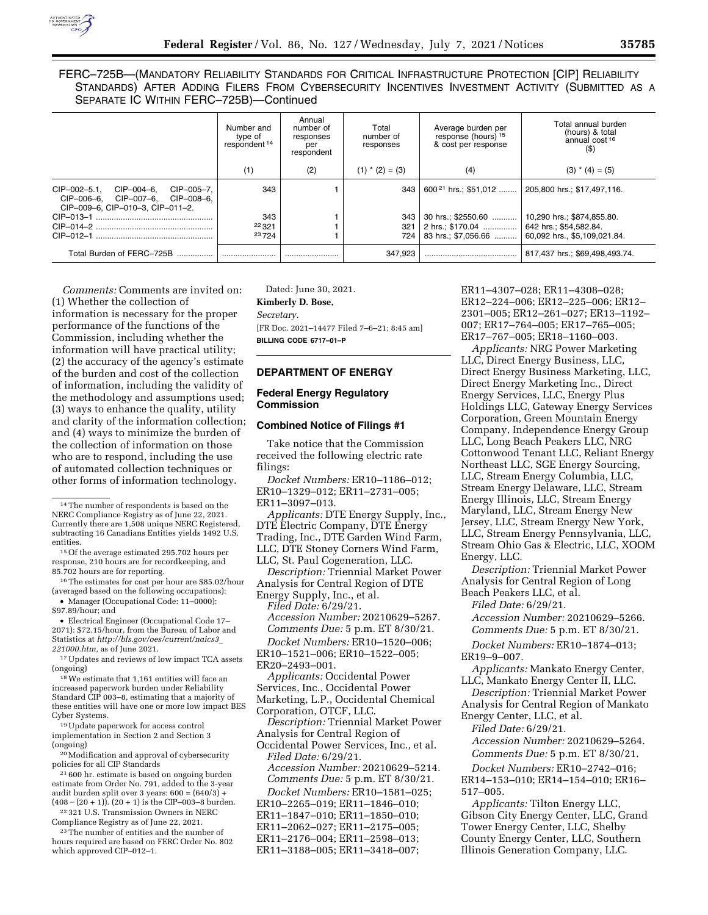FERC–725B—(MANDATORY RELIABILITY STANDARDS FOR CRITICAL INFRASTRUCTURE PROTECTION [CIP] RELIABILITY STANDARDS) AFTER ADDING FILERS FROM CYBERSECURITY INCENTIVES INVESTMENT ACTIVITY (SUBMITTED AS A SEPARATE IC WITHIN FERC–725B)—Continued

| | Number and type of respondent [14] | Annual number of responses per respondent | Total number of responses | Average burden per response (hours) [15] & cost per response | Total annual burden (hours) & total annual cost [16] ($) |
|---|---|---|---|---|---|
| | (1) | (2) | (1) * (2) = (3) | (4) | (3) * (4) = (5) |
| CIP–002–5.1, CIP–004–6, CIP–005–7, CIP–006–6, CIP–007–6, CIP–008–6, CIP–009–6, CIP–010–3, CIP–011–2. | 343 | 1 | 343 | 600 [21] hrs.; $51,012 | 205,800 hrs.; $17,497,116. |
| CIP–013–1 | 343 | 1 | 343 | 30 hrs.; $2550.60 | 10,290 hrs.; $874,855.80. |
| CIP–014–2 | [22] 321 | 1 | 321 | 2 hrs.; $170.04 | 642 hrs.; $54,582.84. |
| CIP–012–1 | [23] 724 | 1 | 724 | 83 hrs.; $7,056.66 | 60,092 hrs., $5,109,021.84. |
| Total Burden of FERC–725B | | | 347,923 | | 817,437 hrs.; $69,498,493.74. |

*Comments:* Comments are invited on: (1) Whether the collection of information is necessary for the proper performance of the functions of the Commission, including whether the information will have practical utility; (2) the accuracy of the agency's estimate of the burden and cost of the collection of information, including the validity of the methodology and assumptions used; (3) ways to enhance the quality, utility and clarity of the information collection; and (4) ways to minimize the burden of the collection of information on those who are to respond, including the use of automated collection techniques or other forms of information technology.

Dated: June 30, 2021.

**Kimberly D. Bose,**

*Secretary.*

[FR Doc. 2021–14477 Filed 7–6–21; 8:45 am]

**BILLING CODE 6717–01–P**

---

[14] The number of respondents is based on the NERC Compliance Registry as of June 22, 2021. Currently there are 1,508 unique NERC Registered, subtracting 16 Canadians Entities yields 1492 U.S. entities.

[15] Of the average estimated 295.702 hours per response, 210 hours are for recordkeeping, and 85.702 hours are for reporting.

[16] The estimates for cost per hour are $85.02/hour (averaged based on the following occupations):

- Manager (Occupational Code: 11–0000): $97.89/hour; and
- Electrical Engineer (Occupational Code 17–2071): $72.15/hour, from the Bureau of Labor and Statistics at *http://bls.gov/oes/current/naics3_221000.htm,* as of June 2021.

[17] Updates and reviews of low impact TCA assets (ongoing)

[18] We estimate that 1,161 entities will face an increased paperwork burden under Reliability Standard CIP 003–8, estimating that a majority of these entities will have one or more low impact BES Cyber Systems.

[19] Update paperwork for access control implementation in Section 2 and Section 3 (ongoing)

[20] Modification and approval of cybersecurity policies for all CIP Standards

[21] 600 hr. estimate is based on ongoing burden estimate from Order No. 791, added to the 3-year audit burden split over 3 years: 600 = (640/3) + (408 − (20 + 1)). (20 + 1) is the CIP–003–8 burden.

[22] 321 U.S. Transmission Owners in NERC Compliance Registry as of June 22, 2021.

[23] The number of entities and the number of hours required are based on FERC Order No. 802 which approved CIP–012–1.

## DEPARTMENT OF ENERGY

### Federal Energy Regulatory Commission

### Combined Notice of Filings #1

Take notice that the Commission received the following electric rate filings:

*Docket Numbers:* ER10–1186–012; ER10–1329–012; ER11–2731–005; ER11–3097–013.

*Applicants:* DTE Energy Supply, Inc., DTE Electric Company, DTE Energy Trading, Inc., DTE Garden Wind Farm, LLC, DTE Stoney Corners Wind Farm, LLC, St. Paul Cogeneration, LLC.

*Description:* Triennial Market Power Analysis for Central Region of DTE Energy Supply, Inc., et al.

*Filed Date:* 6/29/21.

*Accession Number:* 20210629–5267.

*Comments Due:* 5 p.m. ET 8/30/21.

*Docket Numbers:* ER10–1520–006; ER10–1521–006; ER10–1522–005; ER20–2493–001.

*Applicants:* Occidental Power Services, Inc., Occidental Power Marketing, L.P., Occidental Chemical Corporation, OTCF, LLC.

*Description:* Triennial Market Power Analysis for Central Region of Occidental Power Services, Inc., et al.

*Filed Date:* 6/29/21.

*Accession Number:* 20210629–5214.

*Comments Due:* 5 p.m. ET 8/30/21.

*Docket Numbers:* ER10–1581–025; ER10–2265–019; ER11–1846–010; ER11–1847–010; ER11–1850–010; ER11–2062–027; ER11–2175–005; ER11–2176–004; ER11–2598–013; ER11–3188–005; ER11–3418–007; ER11–4307–028; ER11–4308–028; ER12–224–006; ER12–225–006; ER12–2301–005; ER12–261–027; ER13–1192–007; ER17–764–005; ER17–765–005; ER17–767–005; ER18–1160–003.

*Applicants:* NRG Power Marketing LLC, Direct Energy Business, LLC, Direct Energy Business Marketing, LLC, Direct Energy Marketing Inc., Direct Energy Services, LLC, Energy Plus Holdings LLC, Gateway Energy Services Corporation, Green Mountain Energy Company, Independence Energy Group LLC, Long Beach Peakers LLC, NRG Cottonwood Tenant LLC, Reliant Energy Northeast LLC, SGE Energy Sourcing, LLC, Stream Energy Columbia, LLC, Stream Energy Delaware, LLC, Stream Energy Illinois, LLC, Stream Energy Maryland, LLC, Stream Energy New Jersey, LLC, Stream Energy New York, LLC, Stream Energy Pennsylvania, LLC, Stream Ohio Gas & Electric, LLC, XOOM Energy, LLC.

*Description:* Triennial Market Power Analysis for Central Region of Long Beach Peakers LLC, et al.

*Filed Date:* 6/29/21.

*Accession Number:* 20210629–5266.

*Comments Due:* 5 p.m. ET 8/30/21.

*Docket Numbers:* ER10–1874–013; ER19–9–007.

*Applicants:* Mankato Energy Center, LLC, Mankato Energy Center II, LLC.

*Description:* Triennial Market Power Analysis for Central Region of Mankato Energy Center, LLC, et al.

*Filed Date:* 6/29/21.

*Accession Number:* 20210629–5264.

*Comments Due:* 5 p.m. ET 8/30/21.

*Docket Numbers:* ER10–2742–016; ER14–153–010; ER14–154–010; ER16–517–005.

*Applicants:* Tilton Energy LLC, Gibson City Energy Center, LLC, Grand Tower Energy Center, LLC, Shelby County Energy Center, LLC, Southern Illinois Generation Company, LLC.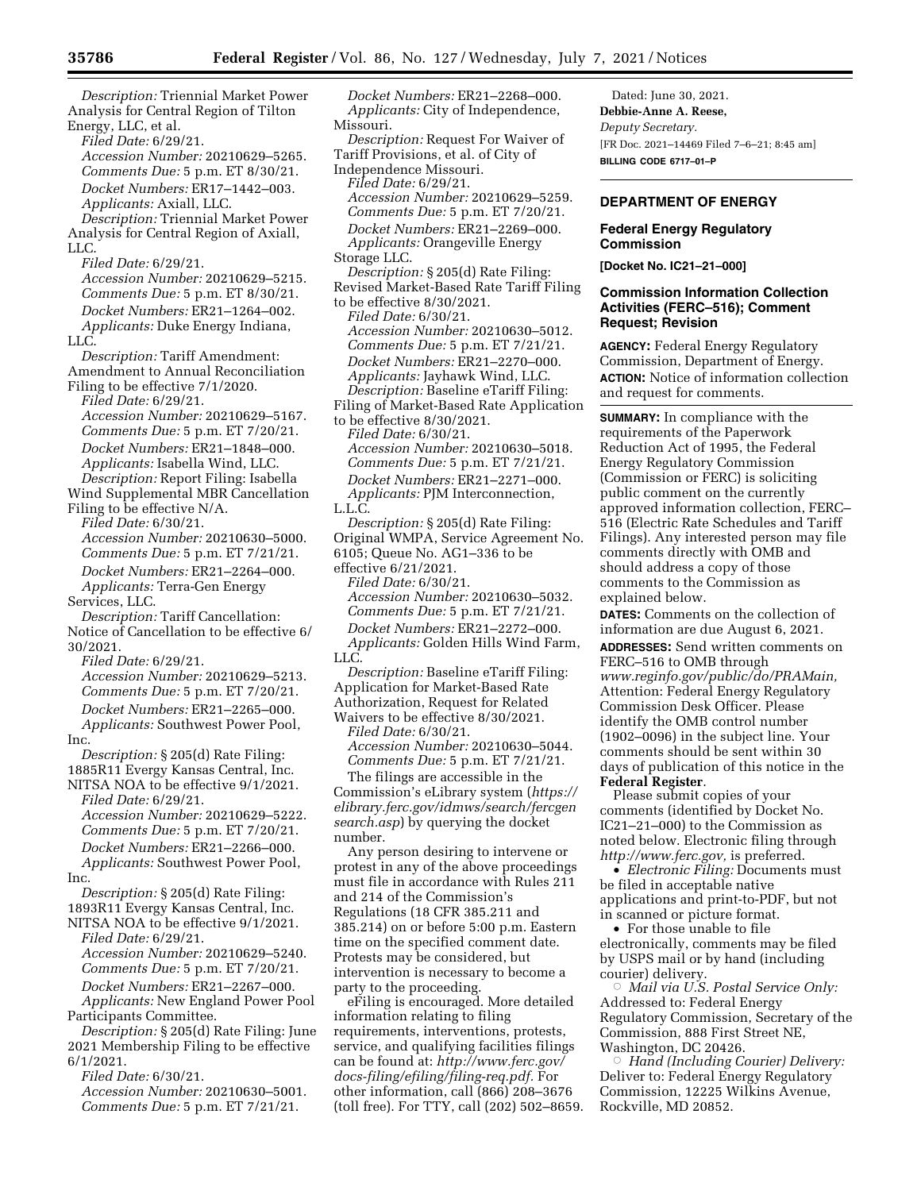*Description:* Triennial Market Power Analysis for Central Region of Tilton Energy, LLC, et al.
*Filed Date:* 6/29/21.
*Accession Number:* 20210629–5265.
*Comments Due:* 5 p.m. ET 8/30/21.

*Docket Numbers:* ER17–1442–003.
*Applicants:* Axiall, LLC.
*Description:* Triennial Market Power Analysis for Central Region of Axiall, LLC.
*Filed Date:* 6/29/21.
*Accession Number:* 20210629–5215.
*Comments Due:* 5 p.m. ET 8/30/21.

*Docket Numbers:* ER21–1264–002.
*Applicants:* Duke Energy Indiana, LLC.
*Description:* Tariff Amendment: Amendment to Annual Reconciliation Filing to be effective 7/1/2020.
*Filed Date:* 6/29/21.
*Accession Number:* 20210629–5167.
*Comments Due:* 5 p.m. ET 7/20/21.

*Docket Numbers:* ER21–1848–000.
*Applicants:* Isabella Wind, LLC.
*Description:* Report Filing: Isabella Wind Supplemental MBR Cancellation Filing to be effective N/A.
*Filed Date:* 6/30/21.
*Accession Number:* 20210630–5000.
*Comments Due:* 5 p.m. ET 7/21/21.

*Docket Numbers:* ER21–2264–000.
*Applicants:* Terra-Gen Energy Services, LLC.
*Description:* Tariff Cancellation: Notice of Cancellation to be effective 6/30/2021.
*Filed Date:* 6/29/21.
*Accession Number:* 20210629–5213.
*Comments Due:* 5 p.m. ET 7/20/21.

*Docket Numbers:* ER21–2265–000.
*Applicants:* Southwest Power Pool, Inc.
*Description:* § 205(d) Rate Filing: 1885R11 Evergy Kansas Central, Inc. NITSA NOA to be effective 9/1/2021.
*Filed Date:* 6/29/21.
*Accession Number:* 20210629–5222.
*Comments Due:* 5 p.m. ET 7/20/21.

*Docket Numbers:* ER21–2266–000.
*Applicants:* Southwest Power Pool, Inc.
*Description:* § 205(d) Rate Filing: 1893R11 Evergy Kansas Central, Inc. NITSA NOA to be effective 9/1/2021.
*Filed Date:* 6/29/21.
*Accession Number:* 20210629–5240.
*Comments Due:* 5 p.m. ET 7/20/21.

*Docket Numbers:* ER21–2267–000.
*Applicants:* New England Power Pool Participants Committee.
*Description:* § 205(d) Rate Filing: June 2021 Membership Filing to be effective 6/1/2021.
*Filed Date:* 6/30/21.
*Accession Number:* 20210630–5001.
*Comments Due:* 5 p.m. ET 7/21/21.

*Docket Numbers:* ER21–2268–000.
*Applicants:* City of Independence, Missouri.
*Description:* Request For Waiver of Tariff Provisions, et al. of City of Independence Missouri.
*Filed Date:* 6/29/21.
*Accession Number:* 20210629–5259.
*Comments Due:* 5 p.m. ET 7/20/21.

*Docket Numbers:* ER21–2269–000.
*Applicants:* Orangeville Energy Storage LLC.
*Description:* § 205(d) Rate Filing: Revised Market-Based Rate Tariff Filing to be effective 8/30/2021.
*Filed Date:* 6/30/21.
*Accession Number:* 20210630–5012.
*Comments Due:* 5 p.m. ET 7/21/21.

*Docket Numbers:* ER21–2270–000.
*Applicants:* Jayhawk Wind, LLC.
*Description:* Baseline eTariff Filing: Filing of Market-Based Rate Application to be effective 8/30/2021.
*Filed Date:* 6/30/21.
*Accession Number:* 20210630–5018.
*Comments Due:* 5 p.m. ET 7/21/21.

*Docket Numbers:* ER21–2271–000.
*Applicants:* PJM Interconnection, L.L.C.
*Description:* § 205(d) Rate Filing: Original WMPA, Service Agreement No. 6105; Queue No. AG1–336 to be effective 6/21/2021.
*Filed Date:* 6/30/21.
*Accession Number:* 20210630–5032.
*Comments Due:* 5 p.m. ET 7/21/21.

*Docket Numbers:* ER21–2272–000.
*Applicants:* Golden Hills Wind Farm, LLC.
*Description:* Baseline eTariff Filing: Application for Market-Based Rate Authorization, Request for Related Waivers to be effective 8/30/2021.
*Filed Date:* 6/30/21.
*Accession Number:* 20210630–5044.
*Comments Due:* 5 p.m. ET 7/21/21.

The filings are accessible in the Commission's eLibrary system (*https://elibrary.ferc.gov/idmws/search/fercgensearch.asp*) by querying the docket number.

Any person desiring to intervene or protest in any of the above proceedings must file in accordance with Rules 211 and 214 of the Commission's Regulations (18 CFR 385.211 and 385.214) on or before 5:00 p.m. Eastern time on the specified comment date. Protests may be considered, but intervention is necessary to become a party to the proceeding.

eFiling is encouraged. More detailed information relating to filing requirements, interventions, protests, service, and qualifying facilities filings can be found at: *http://www.ferc.gov/docs-filing/efiling/filing-req.pdf.* For other information, call (866) 208–3676 (toll free). For TTY, call (202) 502–8659.

Dated: June 30, 2021.

**Debbie-Anne A. Reese,**
*Deputy Secretary.*

[FR Doc. 2021–14469 Filed 7–6–21; 8:45 am]

**BILLING CODE 6717–01–P**

## DEPARTMENT OF ENERGY

### Federal Energy Regulatory Commission

**[Docket No. IC21–21–000]**

### Commission Information Collection Activities (FERC–516); Comment Request; Revision

**AGENCY:** Federal Energy Regulatory Commission, Department of Energy.

**ACTION:** Notice of information collection and request for comments.

**SUMMARY:** In compliance with the requirements of the Paperwork Reduction Act of 1995, the Federal Energy Regulatory Commission (Commission or FERC) is soliciting public comment on the currently approved information collection, FERC–516 (Electric Rate Schedules and Tariff Filings). Any interested person may file comments directly with OMB and should address a copy of those comments to the Commission as explained below.

**DATES:** Comments on the collection of information are due August 6, 2021.

**ADDRESSES:** Send written comments on FERC–516 to OMB through *www.reginfo.gov/public/do/PRAMain,* Attention: Federal Energy Regulatory Commission Desk Officer. Please identify the OMB control number (1902–0096) in the subject line. Your comments should be sent within 30 days of publication of this notice in the **Federal Register**.

Please submit copies of your comments (identified by Docket No. IC21–21–000) to the Commission as noted below. Electronic filing through *http://www.ferc.gov,* is preferred.

- *Electronic Filing:* Documents must be filed in acceptable native applications and print-to-PDF, but not in scanned or picture format.
- For those unable to file electronically, comments may be filed by USPS mail or by hand (including courier) delivery.
  - *Mail via U.S. Postal Service Only:* Addressed to: Federal Energy Regulatory Commission, Secretary of the Commission, 888 First Street NE, Washington, DC 20426.
  - *Hand (Including Courier) Delivery:* Deliver to: Federal Energy Regulatory Commission, 12225 Wilkins Avenue, Rockville, MD 20852.